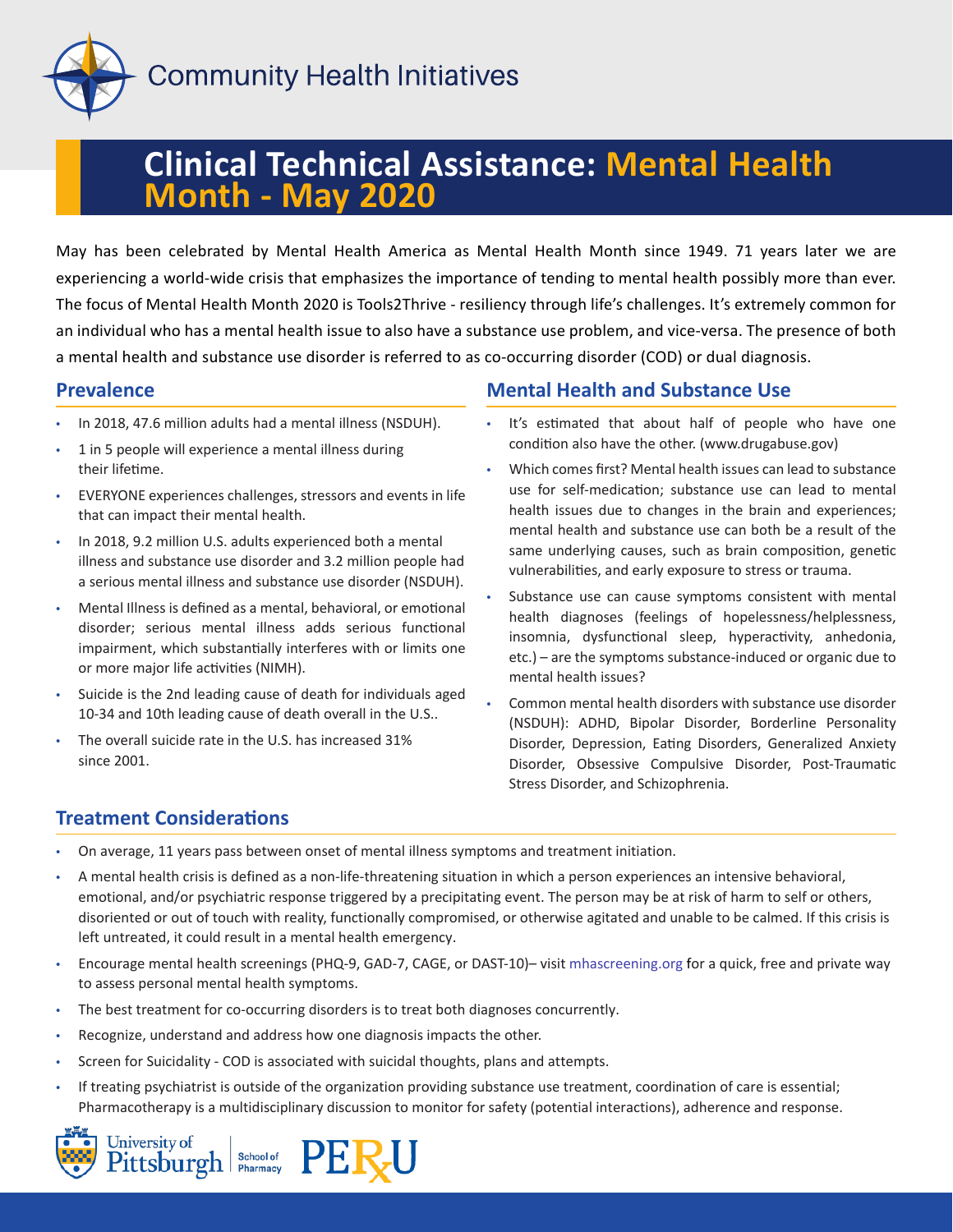Community Health Initiatives

# Clinical Technical Assistance: Mental Health Month - May 2020

May has been celebrated by Mental Health America as Mental Health Month since 1949. 71 years later we are experiencing a world-wide crisis that emphasizes the importance of tending to mental health possibly more than ever. The focus of Mental Health Month 2020 is Tools2Thrive - resiliency through life's challenges. It's extremely common for an individual who has a mental health issue to also have a substance use problem, and vice-versa. The presence of both a mental health and substance use disorder is referred to as co-occurring disorder (COD) or dual diagnosis.

## Prevalence

- In 2018, 47.6 million adults had a mental illness (NSDUH).
- 1 in 5 people will experience a mental illness during their lifetime.
- EVERYONE experiences challenges, stressors and events in life that can impact their mental health.
- In 2018, 9.2 million U.S. adults experienced both a mental illness and substance use disorder and 3.2 million people had a serious mental illness and substance use disorder (NSDUH).
- Mental Illness is defined as a mental, behavioral, or emotional disorder; serious mental illness adds serious functional impairment, which substantially interferes with or limits one or more major life activities (NIMH).
- Suicide is the 2nd leading cause of death for individuals aged 10-34 and 10th leading cause of death overall in the U.S..
- The overall suicide rate in the U.S. has increased 31% since 2001.

## Mental Health and Substance Use

- It's estimated that about half of people who have one condition also have the other. (www.drugabuse.gov)
- Which comes first? Mental health issues can lead to substance use for self-medication; substance use can lead to mental health issues due to changes in the brain and experiences; mental health and substance use can both be a result of the same underlying causes, such as brain composition, genetic vulnerabilities, and early exposure to stress or trauma.
- Substance use can cause symptoms consistent with mental health diagnoses (feelings of hopelessness/helplessness, insomnia, dysfunctional sleep, hyperactivity, anhedonia, etc.) – are the symptoms substance-induced or organic due to mental health issues?
- Common mental health disorders with substance use disorder (NSDUH): ADHD, Bipolar Disorder, Borderline Personality Disorder, Depression, Eating Disorders, Generalized Anxiety Disorder, Obsessive Compulsive Disorder, Post-Traumatic Stress Disorder, and Schizophrenia.

## Treatment Considerations

- On average, 11 years pass between onset of mental illness symptoms and treatment initiation.
- A mental health crisis is defined as a non-life-threatening situation in which a person experiences an intensive behavioral, emotional, and/or psychiatric response triggered by a precipitating event. The person may be at risk of harm to self or others, disoriented or out of touch with reality, functionally compromised, or otherwise agitated and unable to be calmed. If this crisis is left untreated, it could result in a mental health emergency.
- Encourage mental health screenings (PHQ-9, GAD-7, CAGE, or DAST-10)– visit mhascreening.org for a quick, free and private way to assess personal mental health symptoms.
- The best treatment for co-occurring disorders is to treat both diagnoses concurrently.
- Recognize, understand and address how one diagnosis impacts the other.
- Screen for Suicidality - COD is associated with suicidal thoughts, plans and attempts.
- If treating psychiatrist is outside of the organization providing substance use treatment, coordination of care is essential; Pharmacotherapy is a multidisciplinary discussion to monitor for safety (potential interactions), adherence and response.

University of Pittsburgh School of Pharmacy | PERU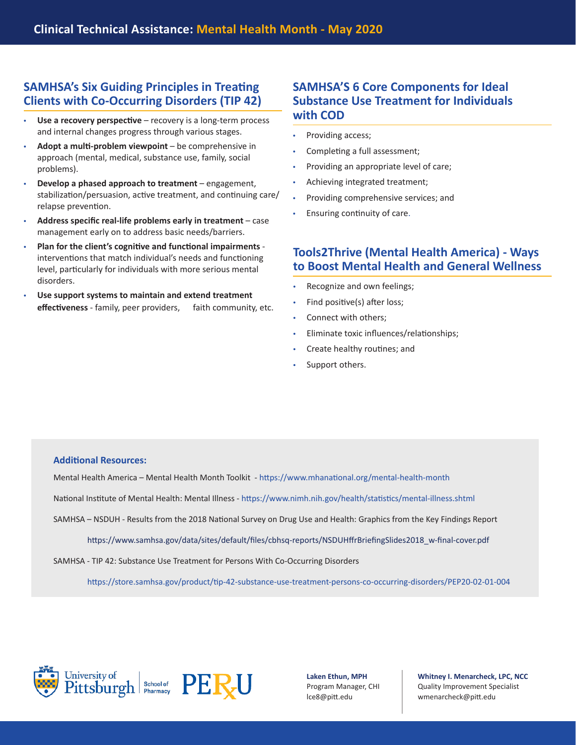## Clinical Technical Assistance: Mental Health Month - May 2020

### SAMHSA's Six Guiding Principles in Treating Clients with Co-Occurring Disorders (TIP 42)

- **Use a recovery perspective** – recovery is a long-term process and internal changes progress through various stages.
- **Adopt a multi-problem viewpoint** – be comprehensive in approach (mental, medical, substance use, family, social problems).
- **Develop a phased approach to treatment** – engagement, stabilization/persuasion, active treatment, and continuing care/relapse prevention.
- **Address specific real-life problems early in treatment** – case management early on to address basic needs/barriers.
- **Plan for the client's cognitive and functional impairments** - interventions that match individual's needs and functioning level, particularly for individuals with more serious mental disorders.
- **Use support systems to maintain and extend treatment effectiveness** - family, peer providers, faith community, etc.

### SAMHSA'S 6 Core Components for Ideal Substance Use Treatment for Individuals with COD

- Providing access;
- Completing a full assessment;
- Providing an appropriate level of care;
- Achieving integrated treatment;
- Providing comprehensive services; and
- Ensuring continuity of care.

### Tools2Thrive (Mental Health America) - Ways to Boost Mental Health and General Wellness

- Recognize and own feelings;
- Find positive(s) after loss;
- Connect with others;
- Eliminate toxic influences/relationships;
- Create healthy routines; and
- Support others.

**Additional Resources:**

Mental Health America – Mental Health Month Toolkit - https://www.mhanational.org/mental-health-month

National Institute of Mental Health: Mental Illness - https://www.nimh.nih.gov/health/statistics/mental-illness.shtml

SAMHSA – NSDUH - Results from the 2018 National Survey on Drug Use and Health: Graphics from the Key Findings Report

https://www.samhsa.gov/data/sites/default/files/cbhsq-reports/NSDUHffrBriefingSlides2018_w-final-cover.pdf

SAMHSA - TIP 42: Substance Use Treatment for Persons With Co-Occurring Disorders

https://store.samhsa.gov/product/tip-42-substance-use-treatment-persons-co-occurring-disorders/PEP20-02-01-004

University of Pittsburgh School of Pharmacy PERU

**Laken Ethun, MPH**
Program Manager, CHI
lce8@pitt.edu

**Whitney I. Menarcheck, LPC, NCC**
Quality Improvement Specialist
wmenarcheck@pitt.edu